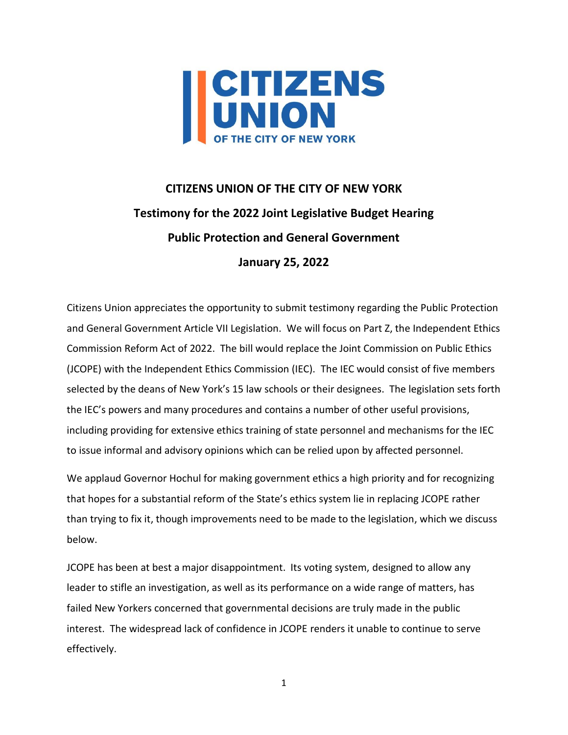# CITIZENS UNION OF THE CITY OF NEW YORK

## Testimony for the 2022 Joint Legislative Budget Hearing

## Public Protection and General Government

## January 25, 2022

Citizens Union appreciates the opportunity to submit testimony regarding the Public Protection and General Government Article VII Legislation. We will focus on Part Z, the Independent Ethics Commission Reform Act of 2022. The bill would replace the Joint Commission on Public Ethics (JCOPE) with the Independent Ethics Commission (IEC). The IEC would consist of five members selected by the deans of New York's 15 law schools or their designees. The legislation sets forth the IEC's powers and many procedures and contains a number of other useful provisions, including providing for extensive ethics training of state personnel and mechanisms for the IEC to issue informal and advisory opinions which can be relied upon by affected personnel.

We applaud Governor Hochul for making government ethics a high priority and for recognizing that hopes for a substantial reform of the State's ethics system lie in replacing JCOPE rather than trying to fix it, though improvements need to be made to the legislation, which we discuss below.

JCOPE has been at best a major disappointment. Its voting system, designed to allow any leader to stifle an investigation, as well as its performance on a wide range of matters, has failed New Yorkers concerned that governmental decisions are truly made in the public interest. The widespread lack of confidence in JCOPE renders it unable to continue to serve effectively.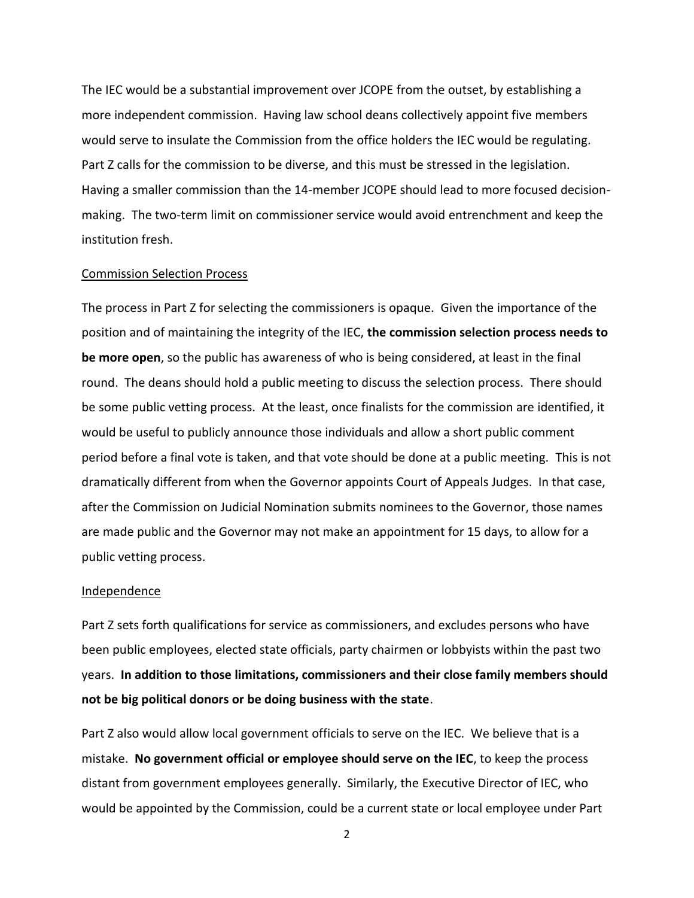The IEC would be a substantial improvement over JCOPE from the outset, by establishing a more independent commission. Having law school deans collectively appoint five members would serve to insulate the Commission from the office holders the IEC would be regulating. Part Z calls for the commission to be diverse, and this must be stressed in the legislation. Having a smaller commission than the 14-member JCOPE should lead to more focused decision-making. The two-term limit on commissioner service would avoid entrenchment and keep the institution fresh.

<u>Commission Selection Process</u>

The process in Part Z for selecting the commissioners is opaque. Given the importance of the position and of maintaining the integrity of the IEC, **the commission selection process needs to be more open**, so the public has awareness of who is being considered, at least in the final round. The deans should hold a public meeting to discuss the selection process. There should be some public vetting process. At the least, once finalists for the commission are identified, it would be useful to publicly announce those individuals and allow a short public comment period before a final vote is taken, and that vote should be done at a public meeting. This is not dramatically different from when the Governor appoints Court of Appeals Judges. In that case, after the Commission on Judicial Nomination submits nominees to the Governor, those names are made public and the Governor may not make an appointment for 15 days, to allow for a public vetting process.

<u>Independence</u>

Part Z sets forth qualifications for service as commissioners, and excludes persons who have been public employees, elected state officials, party chairmen or lobbyists within the past two years. **In addition to those limitations, commissioners and their close family members should not be big political donors or be doing business with the state**.

Part Z also would allow local government officials to serve on the IEC. We believe that is a mistake. **No government official or employee should serve on the IEC**, to keep the process distant from government employees generally. Similarly, the Executive Director of IEC, who would be appointed by the Commission, could be a current state or local employee under Part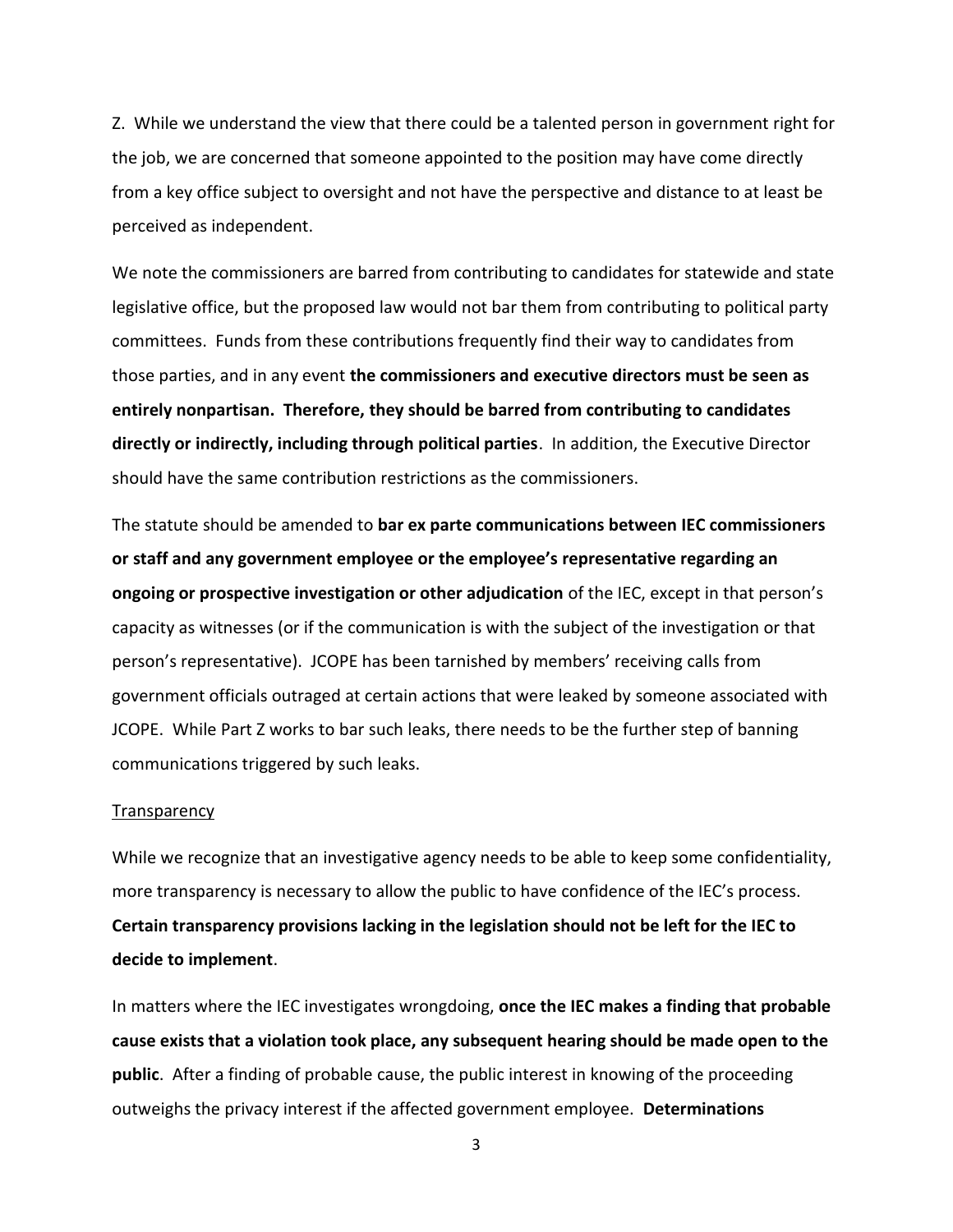Z. While we understand the view that there could be a talented person in government right for the job, we are concerned that someone appointed to the position may have come directly from a key office subject to oversight and not have the perspective and distance to at least be perceived as independent.

We note the commissioners are barred from contributing to candidates for statewide and state legislative office, but the proposed law would not bar them from contributing to political party committees. Funds from these contributions frequently find their way to candidates from those parties, and in any event **the commissioners and executive directors must be seen as entirely nonpartisan. Therefore, they should be barred from contributing to candidates directly or indirectly, including through political parties**. In addition, the Executive Director should have the same contribution restrictions as the commissioners.

The statute should be amended to **bar ex parte communications between IEC commissioners or staff and any government employee or the employee's representative regarding an ongoing or prospective investigation or other adjudication** of the IEC, except in that person's capacity as witnesses (or if the communication is with the subject of the investigation or that person's representative). JCOPE has been tarnished by members' receiving calls from government officials outraged at certain actions that were leaked by someone associated with JCOPE. While Part Z works to bar such leaks, there needs to be the further step of banning communications triggered by such leaks.

Transparency

While we recognize that an investigative agency needs to be able to keep some confidentiality, more transparency is necessary to allow the public to have confidence of the IEC's process. **Certain transparency provisions lacking in the legislation should not be left for the IEC to decide to implement**.

In matters where the IEC investigates wrongdoing, **once the IEC makes a finding that probable cause exists that a violation took place, any subsequent hearing should be made open to the public**. After a finding of probable cause, the public interest in knowing of the proceeding outweighs the privacy interest if the affected government employee. **Determinations**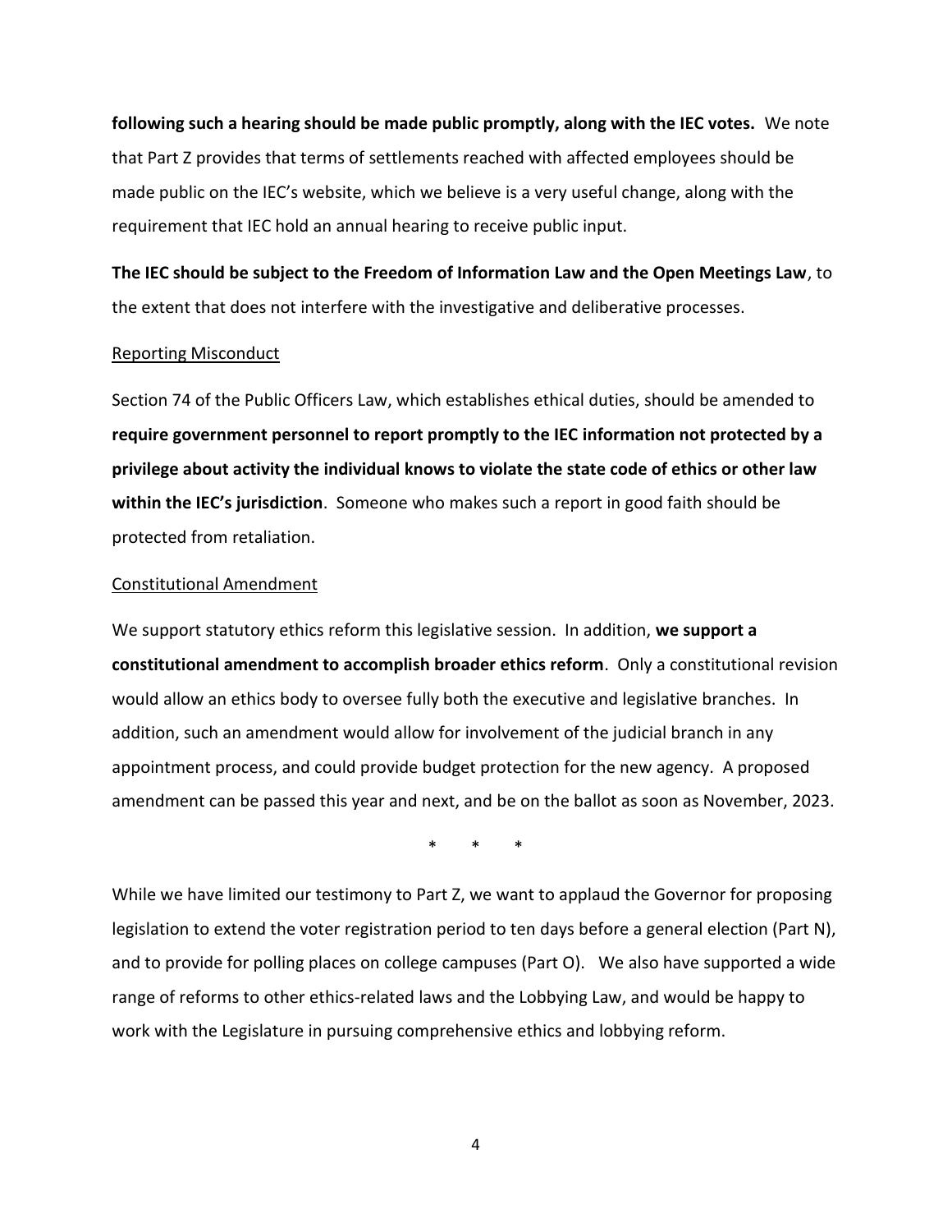**following such a hearing should be made public promptly, along with the IEC votes.** We note that Part Z provides that terms of settlements reached with affected employees should be made public on the IEC's website, which we believe is a very useful change, along with the requirement that IEC hold an annual hearing to receive public input.

**The IEC should be subject to the Freedom of Information Law and the Open Meetings Law**, to the extent that does not interfere with the investigative and deliberative processes.

<u>Reporting Misconduct</u>

Section 74 of the Public Officers Law, which establishes ethical duties, should be amended to **require government personnel to report promptly to the IEC information not protected by a privilege about activity the individual knows to violate the state code of ethics or other law within the IEC's jurisdiction**. Someone who makes such a report in good faith should be protected from retaliation.

<u>Constitutional Amendment</u>

We support statutory ethics reform this legislative session. In addition, **we support a constitutional amendment to accomplish broader ethics reform**. Only a constitutional revision would allow an ethics body to oversee fully both the executive and legislative branches. In addition, such an amendment would allow for involvement of the judicial branch in any appointment process, and could provide budget protection for the new agency. A proposed amendment can be passed this year and next, and be on the ballot as soon as November, 2023.

\* \* \*

While we have limited our testimony to Part Z, we want to applaud the Governor for proposing legislation to extend the voter registration period to ten days before a general election (Part N), and to provide for polling places on college campuses (Part O). We also have supported a wide range of reforms to other ethics-related laws and the Lobbying Law, and would be happy to work with the Legislature in pursuing comprehensive ethics and lobbying reform.